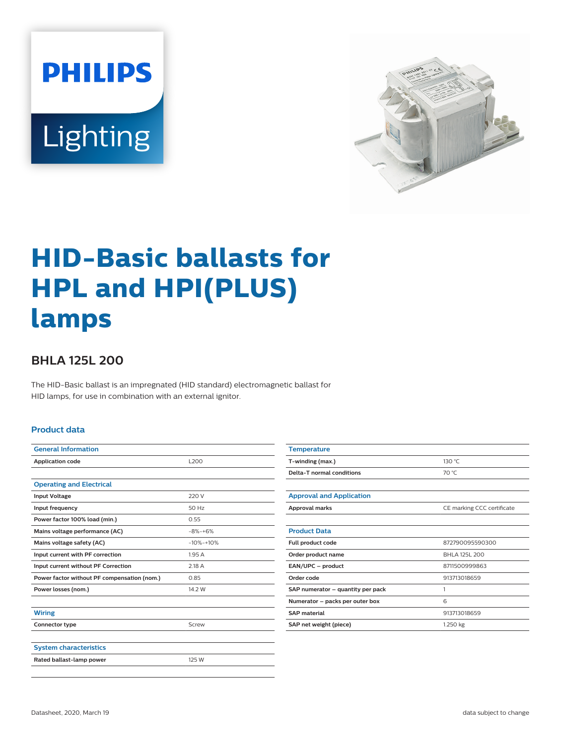# HID-Basic ballasts for HPL and HPI(PLUS) lamps

## BHLA 125L 200

The HID-Basic ballast is an impregnated (HID standard) electromagnetic ballast for HID lamps, for use in combination with an external ignitor.

### Product data

| General Information | |
|---|---|
| Application code | L200 |

| Operating and Electrical | |
|---|---|
| Input Voltage | 220 V |
| Input frequency | 50 Hz |
| Power factor 100% load (min.) | 0.55 |
| Mains voltage performance (AC) | -8%-+6% |
| Mains voltage safety (AC) | -10%-+10% |
| Input current with PF correction | 1.95 A |
| Input current without PF Correction | 2.18 A |
| Power factor without PF compensation (nom.) | 0.85 |
| Power losses (nom.) | 14.2 W |

| Wiring | |
|---|---|
| Connector type | Screw |

| System characteristics | |
|---|---|
| Rated ballast-lamp power | 125 W |

| Temperature | |
|---|---|
| T-winding (max.) | 130 °C |
| Delta-T normal conditions | 70 °C |

| Approval and Application | |
|---|---|
| Approval marks | CE marking CCC certificate |

| Product Data | |
|---|---|
| Full product code | 872790095590300 |
| Order product name | BHLA 125L 200 |
| EAN/UPC – product | 8711500999863 |
| Order code | 913713018659 |
| SAP numerator – quantity per pack | 1 |
| Numerator – packs per outer box | 6 |
| SAP material | 913713018659 |
| SAP net weight (piece) | 1.250 kg |

Datasheet, 2020, March 19 data subject to change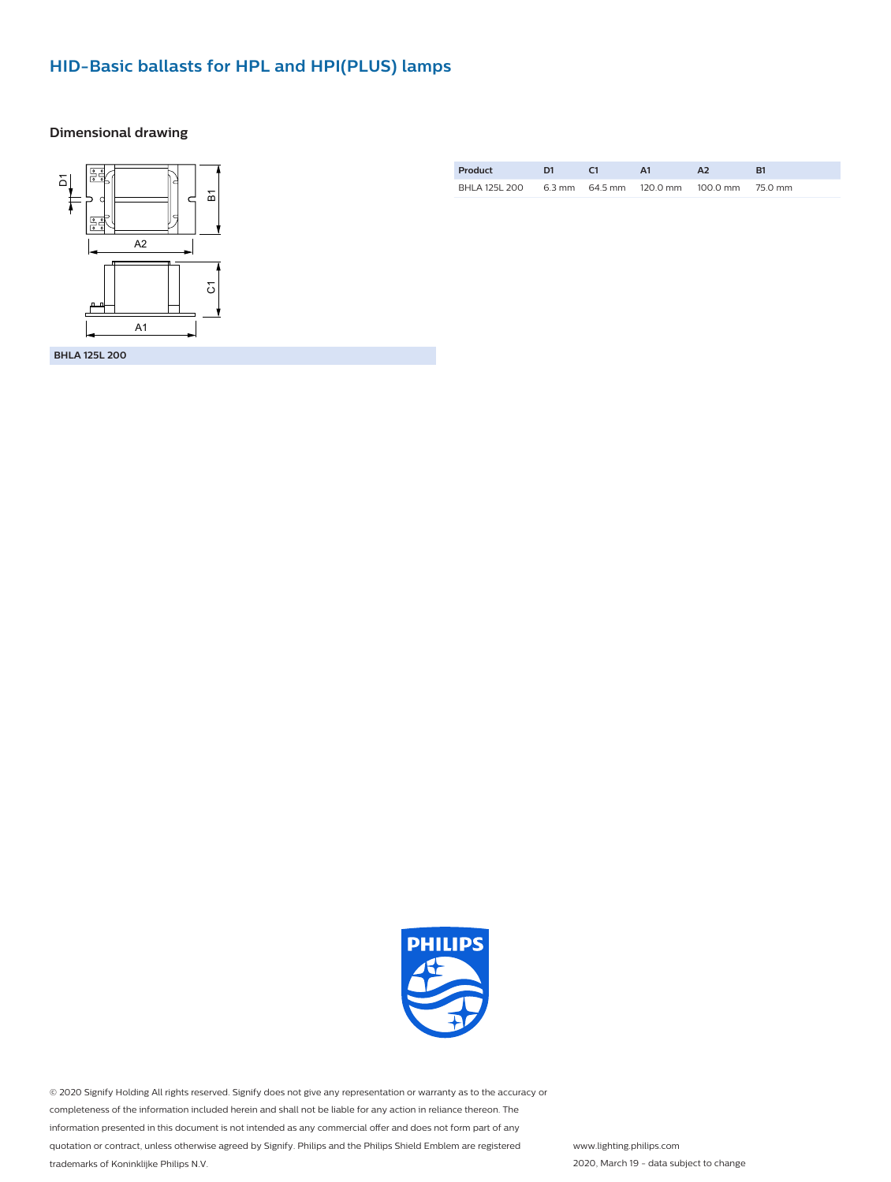## HID-Basic ballasts for HPL and HPI(PLUS) lamps

### Dimensional drawing

D1
B1
A2
C1
A1

BHLA 125L 200

| Product | D1 | C1 | A1 | A2 | B1 |
|---|---|---|---|---|---|
| BHLA 125L 200 | 6.3 mm | 64.5 mm | 120.0 mm | 100.0 mm | 75.0 mm |

© 2020 Signify Holding All rights reserved. Signify does not give any representation or warranty as to the accuracy or completeness of the information included herein and shall not be liable for any action in reliance thereon. The information presented in this document is not intended as any commercial offer and does not form part of any quotation or contract, unless otherwise agreed by Signify. Philips and the Philips Shield Emblem are registered trademarks of Koninklijke Philips N.V.

www.lighting.philips.com

2020, March 19 - data subject to change